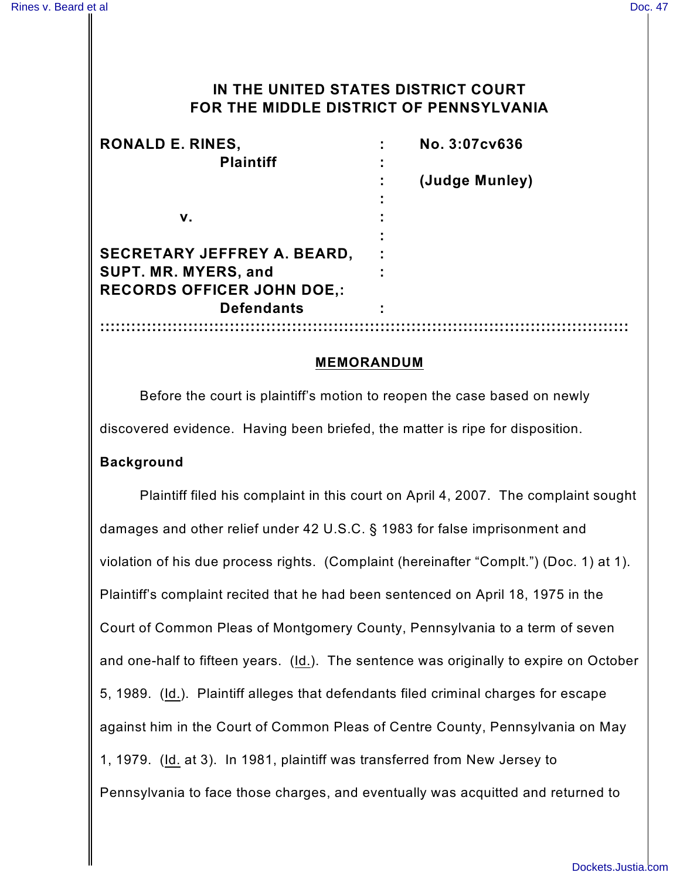# IN THE UNITED STATES DISTRICT COURT FOR THE MIDDLE DISTRICT OF PENNSYLVANIA

| | | |
|---|---|---|
| **RONAL E. RINES,** Plaintiff | : | **No. 3:07cv636** |
| | : | **(Judge Munley)** |
| **v.** | : | |
| **SECRETARY JEFFREY A. BEARD, SUPT. MR. MYERS, and RECORDS OFFICER JOHN DOE,** Defendants | : | |

## MEMORANDUM

Before the court is plaintiff's motion to reopen the case based on newly discovered evidence. Having been briefed, the matter is ripe for disposition.

### Background

Plaintiff filed his complaint in this court on April 4, 2007. The complaint sought damages and other relief under 42 U.S.C. § 1983 for false imprisonment and violation of his due process rights. (Complaint (hereinafter "Complt.") (Doc. 1) at 1). Plaintiff's complaint recited that he had been sentenced on April 18, 1975 in the Court of Common Pleas of Montgomery County, Pennsylvania to a term of seven and one-half to fifteen years. (Id.). The sentence was originally to expire on October 5, 1989. (Id.). Plaintiff alleges that defendants filed criminal charges for escape against him in the Court of Common Pleas of Centre County, Pennsylvania on May 1, 1979. (Id. at 3). In 1981, plaintiff was transferred from New Jersey to Pennsylvania to face those charges, and eventually was acquitted and returned to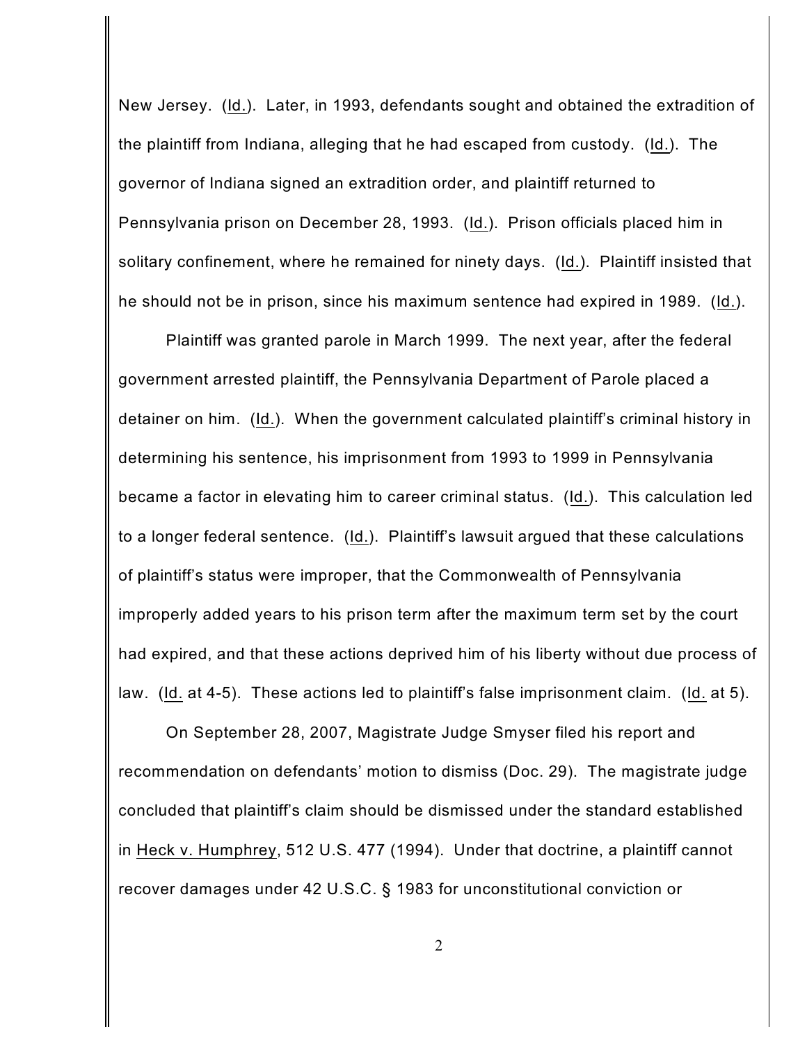New Jersey. (Id.). Later, in 1993, defendants sought and obtained the extradition of the plaintiff from Indiana, alleging that he had escaped from custody. (Id.). The governor of Indiana signed an extradition order, and plaintiff returned to Pennsylvania prison on December 28, 1993. (Id.). Prison officials placed him in solitary confinement, where he remained for ninety days. (Id.). Plaintiff insisted that he should not be in prison, since his maximum sentence had expired in 1989. (Id.).

Plaintiff was granted parole in March 1999. The next year, after the federal government arrested plaintiff, the Pennsylvania Department of Parole placed a detainer on him. (Id.). When the government calculated plaintiff's criminal history in determining his sentence, his imprisonment from 1993 to 1999 in Pennsylvania became a factor in elevating him to career criminal status. (Id.). This calculation led to a longer federal sentence. (Id.). Plaintiff's lawsuit argued that these calculations of plaintiff's status were improper, that the Commonwealth of Pennsylvania improperly added years to his prison term after the maximum term set by the court had expired, and that these actions deprived him of his liberty without due process of law. (Id. at 4-5). These actions led to plaintiff's false imprisonment claim. (Id. at 5).

On September 28, 2007, Magistrate Judge Smyser filed his report and recommendation on defendants' motion to dismiss (Doc. 29). The magistrate judge concluded that plaintiff's claim should be dismissed under the standard established in Heck v. Humphrey, 512 U.S. 477 (1994). Under that doctrine, a plaintiff cannot recover damages under 42 U.S.C. § 1983 for unconstitutional conviction or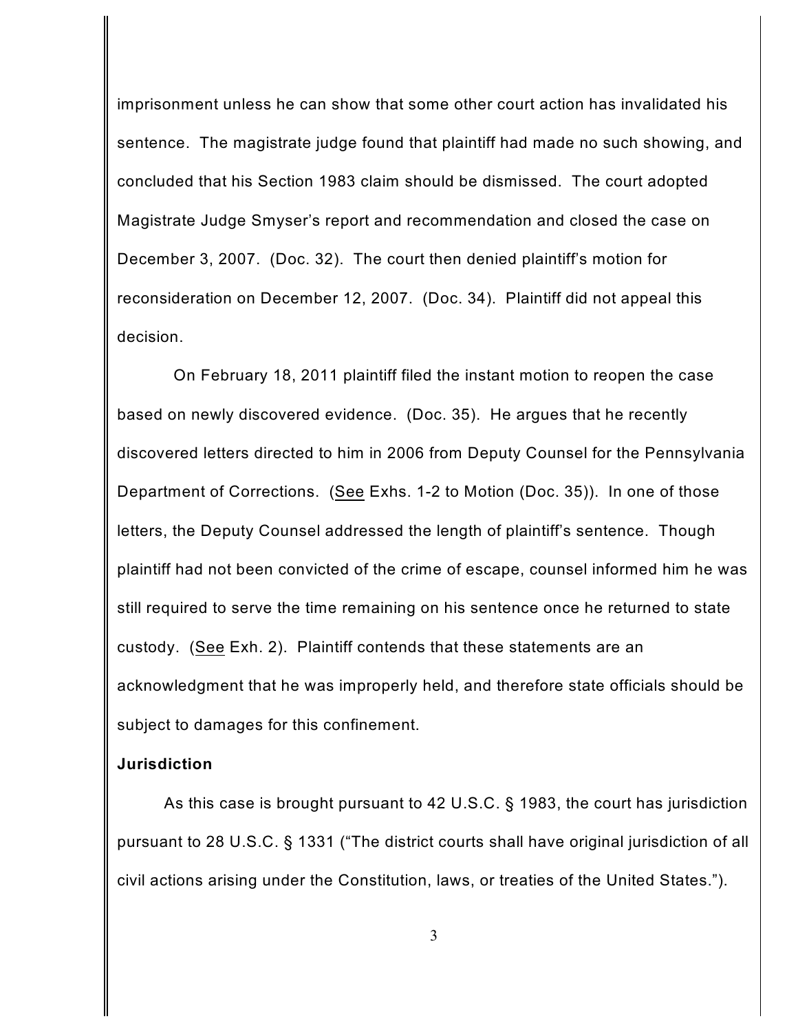imprisonment unless he can show that some other court action has invalidated his sentence. The magistrate judge found that plaintiff had made no such showing, and concluded that his Section 1983 claim should be dismissed. The court adopted Magistrate Judge Smyser's report and recommendation and closed the case on December 3, 2007. (Doc. 32). The court then denied plaintiff's motion for reconsideration on December 12, 2007. (Doc. 34). Plaintiff did not appeal this decision.

On February 18, 2011 plaintiff filed the instant motion to reopen the case based on newly discovered evidence. (Doc. 35). He argues that he recently discovered letters directed to him in 2006 from Deputy Counsel for the Pennsylvania Department of Corrections. (See Exhs. 1-2 to Motion (Doc. 35)). In one of those letters, the Deputy Counsel addressed the length of plaintiff's sentence. Though plaintiff had not been convicted of the crime of escape, counsel informed him he was still required to serve the time remaining on his sentence once he returned to state custody. (See Exh. 2). Plaintiff contends that these statements are an acknowledgment that he was improperly held, and therefore state officials should be subject to damages for this confinement.

**Jurisdiction**

As this case is brought pursuant to 42 U.S.C. § 1983, the court has jurisdiction pursuant to 28 U.S.C. § 1331 ("The district courts shall have original jurisdiction of all civil actions arising under the Constitution, laws, or treaties of the United States.").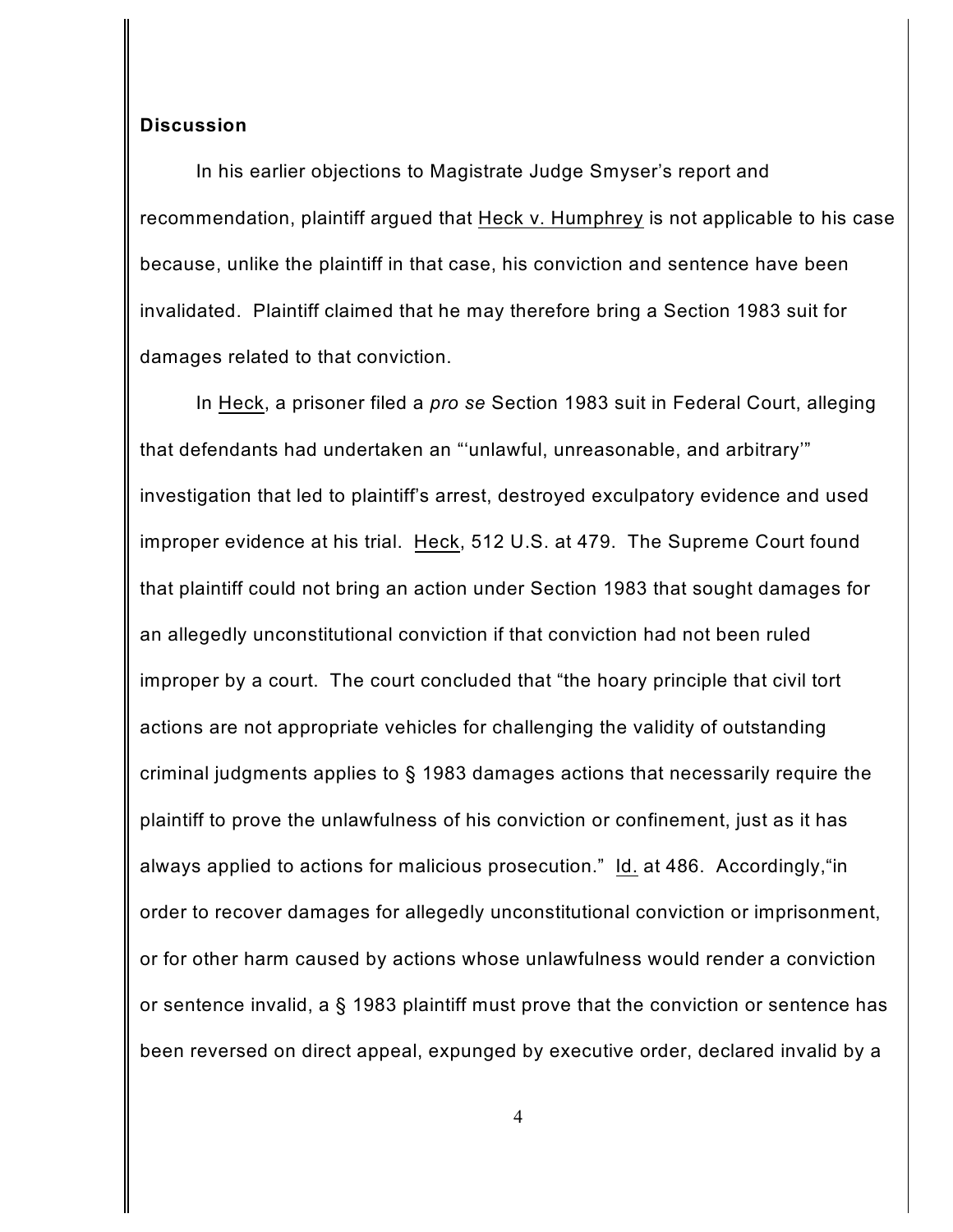## Discussion

In his earlier objections to Magistrate Judge Smyser's report and recommendation, plaintiff argued that Heck v. Humphrey is not applicable to his case because, unlike the plaintiff in that case, his conviction and sentence have been invalidated. Plaintiff claimed that he may therefore bring a Section 1983 suit for damages related to that conviction.

In Heck, a prisoner filed a *pro se* Section 1983 suit in Federal Court, alleging that defendants had undertaken an "'unlawful, unreasonable, and arbitrary'" investigation that led to plaintiff's arrest, destroyed exculpatory evidence and used improper evidence at his trial. Heck, 512 U.S. at 479. The Supreme Court found that plaintiff could not bring an action under Section 1983 that sought damages for an allegedly unconstitutional conviction if that conviction had not been ruled improper by a court. The court concluded that "the hoary principle that civil tort actions are not appropriate vehicles for challenging the validity of outstanding criminal judgments applies to § 1983 damages actions that necessarily require the plaintiff to prove the unlawfulness of his conviction or confinement, just as it has always applied to actions for malicious prosecution." Id. at 486. Accordingly,"in order to recover damages for allegedly unconstitutional conviction or imprisonment, or for other harm caused by actions whose unlawfulness would render a conviction or sentence invalid, a § 1983 plaintiff must prove that the conviction or sentence has been reversed on direct appeal, expunged by executive order, declared invalid by a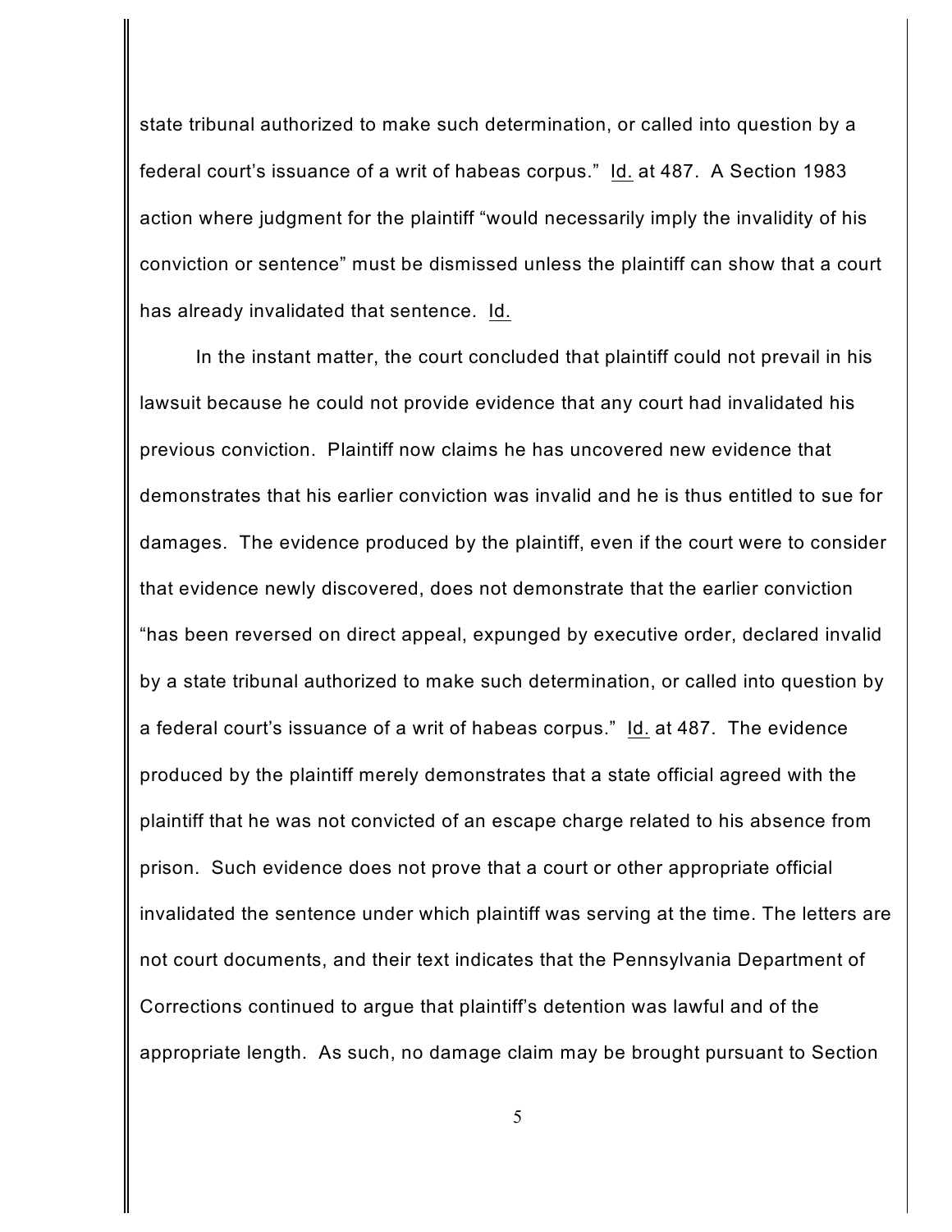state tribunal authorized to make such determination, or called into question by a federal court's issuance of a writ of habeas corpus." Id. at 487. A Section 1983 action where judgment for the plaintiff "would necessarily imply the invalidity of his conviction or sentence" must be dismissed unless the plaintiff can show that a court has already invalidated that sentence. Id.

In the instant matter, the court concluded that plaintiff could not prevail in his lawsuit because he could not provide evidence that any court had invalidated his previous conviction. Plaintiff now claims he has uncovered new evidence that demonstrates that his earlier conviction was invalid and he is thus entitled to sue for damages. The evidence produced by the plaintiff, even if the court were to consider that evidence newly discovered, does not demonstrate that the earlier conviction "has been reversed on direct appeal, expunged by executive order, declared invalid by a state tribunal authorized to make such determination, or called into question by a federal court's issuance of a writ of habeas corpus." Id. at 487. The evidence produced by the plaintiff merely demonstrates that a state official agreed with the plaintiff that he was not convicted of an escape charge related to his absence from prison. Such evidence does not prove that a court or other appropriate official invalidated the sentence under which plaintiff was serving at the time. The letters are not court documents, and their text indicates that the Pennsylvania Department of Corrections continued to argue that plaintiff's detention was lawful and of the appropriate length. As such, no damage claim may be brought pursuant to Section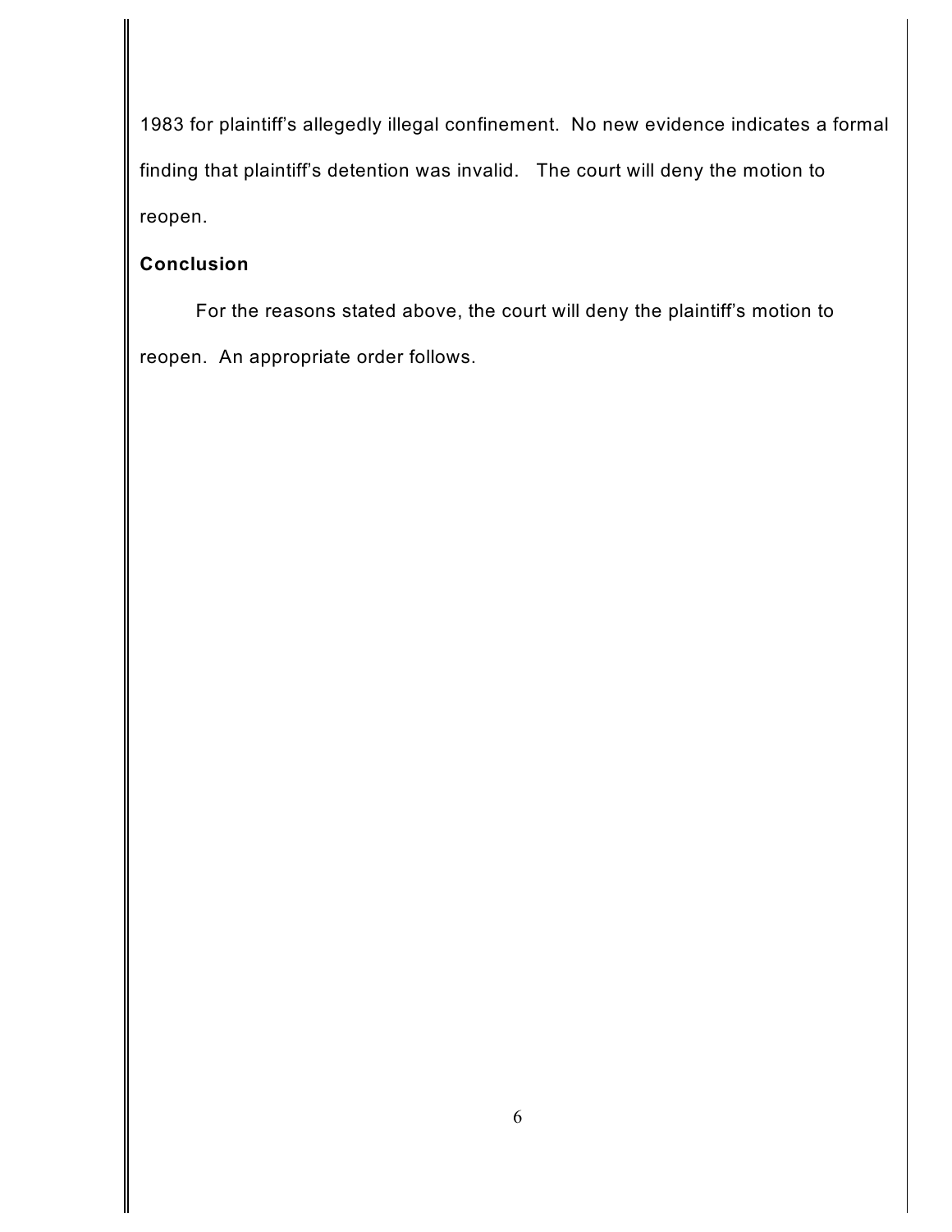1983 for plaintiff's allegedly illegal confinement. No new evidence indicates a formal finding that plaintiff's detention was invalid. The court will deny the motion to reopen.

**Conclusion**

For the reasons stated above, the court will deny the plaintiff's motion to reopen. An appropriate order follows.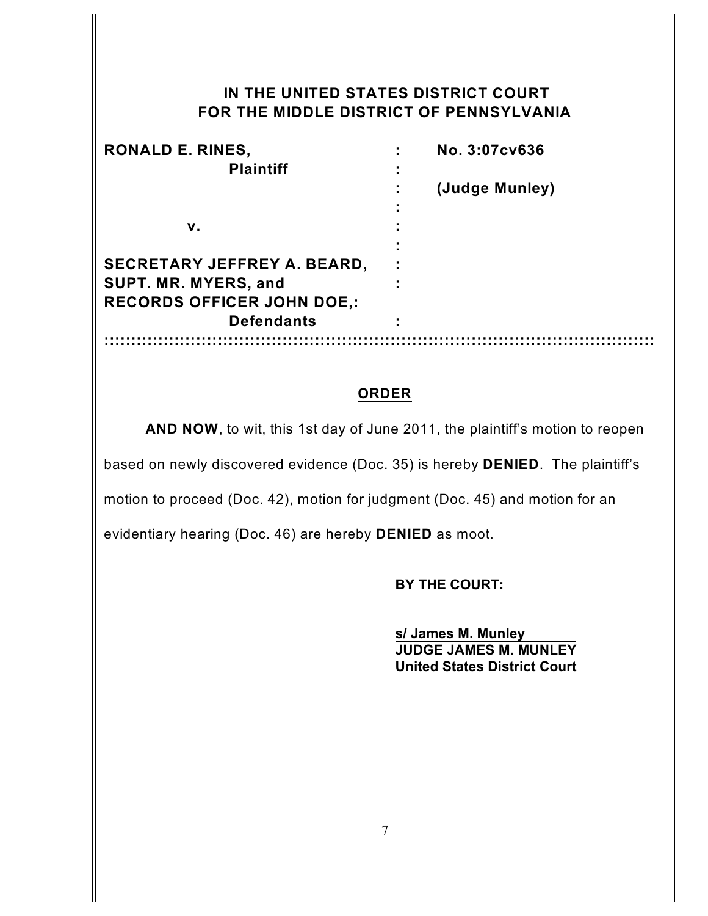# IN THE UNITED STATES DISTRICT COURT
# FOR THE MIDDLE DISTRICT OF PENNSYLVANIA

| | | |
|---|---|---|
| **RONALD E. RINES,** | : | **No. 3:07cv636** |
| **Plaintiff** | : | |
| | : | **(Judge Munley)** |
| | : | |
| **v.** | : | |
| | : | |
| **SECRETARY JEFFREY A. BEARD,** | : | |
| **SUPT. MR. MYERS, and** | : | |
| **RECORDS OFFICER JOHN DOE,:** | | |
| **Defendants** | : | |

::::::::::::::::::::::::::::::::::::::::::::::::::::::::::::::::::::::::::::::::::::::::::::::::

## ORDER

**AND NOW**, to wit, this 1st day of June 2011, the plaintiff's motion to reopen based on newly discovered evidence (Doc. 35) is hereby **DENIED**. The plaintiff's motion to proceed (Doc. 42), motion for judgment (Doc. 45) and motion for an evidentiary hearing (Doc. 46) are hereby **DENIED** as moot.

**BY THE COURT:**

**s/ James M. Munley**
**JUDGE JAMES M. MUNLEY**
**United States District Court**